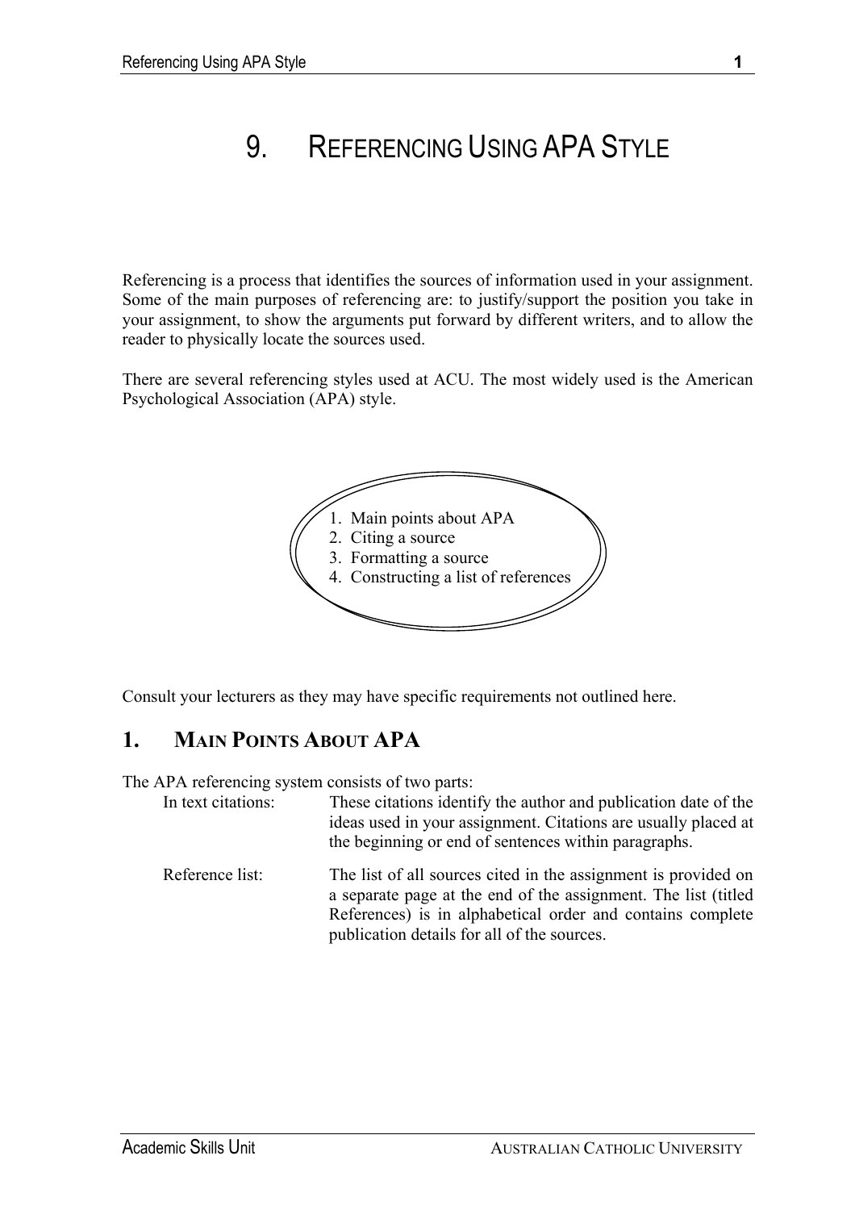# 9. REFERENCING USING APA STYLE

Referencing is a process that identifies the sources of information used in your assignment. Some of the main purposes of referencing are: to justify/support the position you take in your assignment, to show the arguments put forward by different writers, and to allow the reader to physically locate the sources used.

There are several referencing styles used at ACU. The most widely used is the American Psychological Association (APA) style.

1. Main points about APA
2. Citing a source
3. Formatting a source
4. Constructing a list of references

Consult your lecturers as they may have specific requirements not outlined here.

## 1. MAIN POINTS ABOUT APA

The APA referencing system consists of two parts:

In text citations: These citations identify the author and publication date of the ideas used in your assignment. Citations are usually placed at the beginning or end of sentences within paragraphs.

Reference list: The list of all sources cited in the assignment is provided on a separate page at the end of the assignment. The list (titled References) is in alphabetical order and contains complete publication details for all of the sources.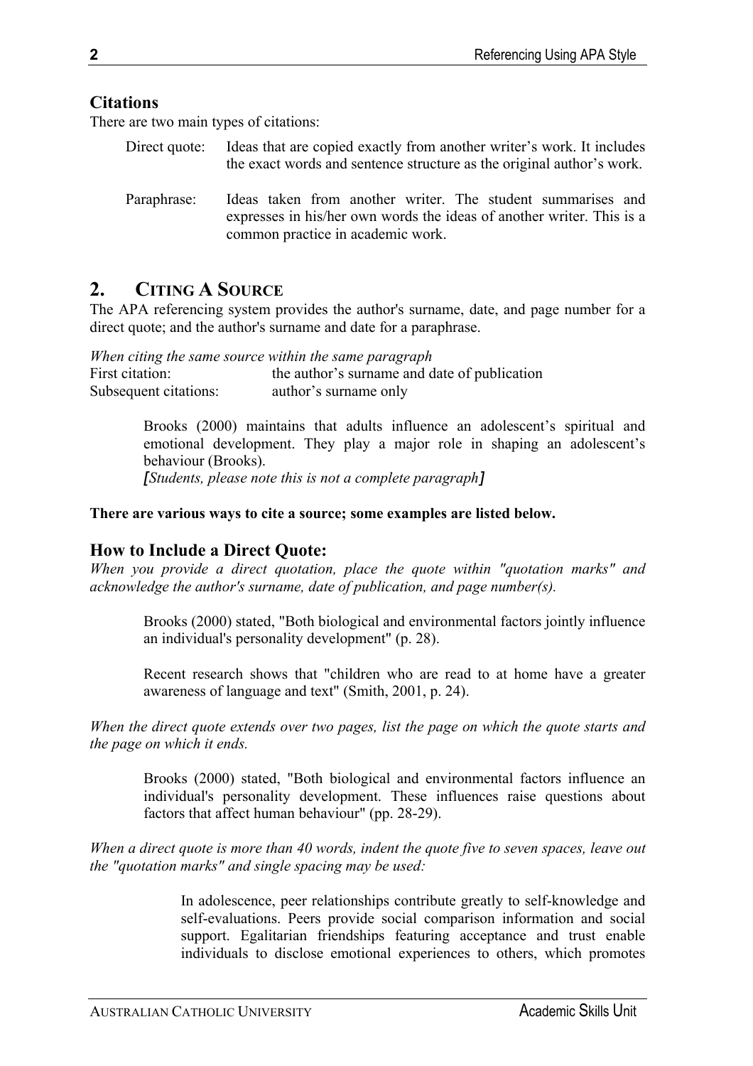## Citations

There are two main types of citations:

Direct quote: Ideas that are copied exactly from another writer's work. It includes the exact words and sentence structure as the original author's work.

Paraphrase: Ideas taken from another writer. The student summarises and expresses in his/her own words the ideas of another writer. This is a common practice in academic work.

## 2. Citing a Source

The APA referencing system provides the author's surname, date, and page number for a direct quote; and the author's surname and date for a paraphrase.

*When citing the same source within the same paragraph*

First citation: the author's surname and date of publication

Subsequent citations: author's surname only

> Brooks (2000) maintains that adults influence an adolescent's spiritual and emotional development. They play a major role in shaping an adolescent's behaviour (Brooks).
> ***[****Students, please note this is not a complete paragraph****]***

**There are various ways to cite a source; some examples are listed below.**

### How to Include a Direct Quote:

*When you provide a direct quotation, place the quote within "quotation marks" and acknowledge the author's surname, date of publication, and page number(s).*

> Brooks (2000) stated, "Both biological and environmental factors jointly influence an individual's personality development" (p. 28).

> Recent research shows that "children who are read to at home have a greater awareness of language and text" (Smith, 2001, p. 24).

*When the direct quote extends over two pages, list the page on which the quote starts and the page on which it ends.*

> Brooks (2000) stated, "Both biological and environmental factors influence an individual's personality development. These influences raise questions about factors that affect human behaviour" (pp. 28-29).

*When a direct quote is more than 40 words, indent the quote five to seven spaces, leave out the "quotation marks" and single spacing may be used:*

> In adolescence, peer relationships contribute greatly to self-knowledge and self-evaluations. Peers provide social comparison information and social support. Egalitarian friendships featuring acceptance and trust enable individuals to disclose emotional experiences to others, which promotes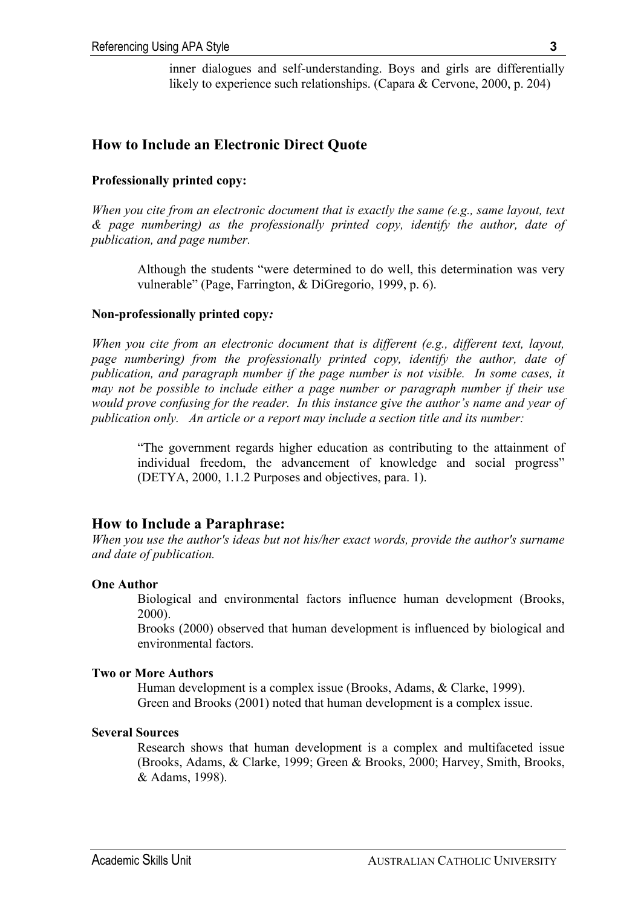inner dialogues and self-understanding. Boys and girls are differentially likely to experience such relationships. (Capara & Cervone, 2000, p. 204)

## How to Include an Electronic Direct Quote

**Professionally printed copy:**

*When you cite from an electronic document that is exactly the same (e.g., same layout, text & page numbering) as the professionally printed copy, identify the author, date of publication, and page number.*

> Although the students "were determined to do well, this determination was very vulnerable" (Page, Farrington, & DiGregorio, 1999, p. 6).

**Non-professionally printed copy*:***

*When you cite from an electronic document that is different (e.g., different text, layout, page numbering) from the professionally printed copy, identify the author, date of publication, and paragraph number if the page number is not visible. In some cases, it may not be possible to include either a page number or paragraph number if their use would prove confusing for the reader. In this instance give the author's name and year of publication only. An article or a report may include a section title and its number:*

> "The government regards higher education as contributing to the attainment of individual freedom, the advancement of knowledge and social progress" (DETYA, 2000, 1.1.2 Purposes and objectives, para. 1).

## How to Include a Paraphrase:

*When you use the author's ideas but not his/her exact words, provide the author's surname and date of publication.*

**One Author**

> Biological and environmental factors influence human development (Brooks, 2000).
>
> Brooks (2000) observed that human development is influenced by biological and environmental factors.

**Two or More Authors**

> Human development is a complex issue (Brooks, Adams, & Clarke, 1999).
>
> Green and Brooks (2001) noted that human development is a complex issue.

**Several Sources**

> Research shows that human development is a complex and multifaceted issue (Brooks, Adams, & Clarke, 1999; Green & Brooks, 2000; Harvey, Smith, Brooks, & Adams, 1998).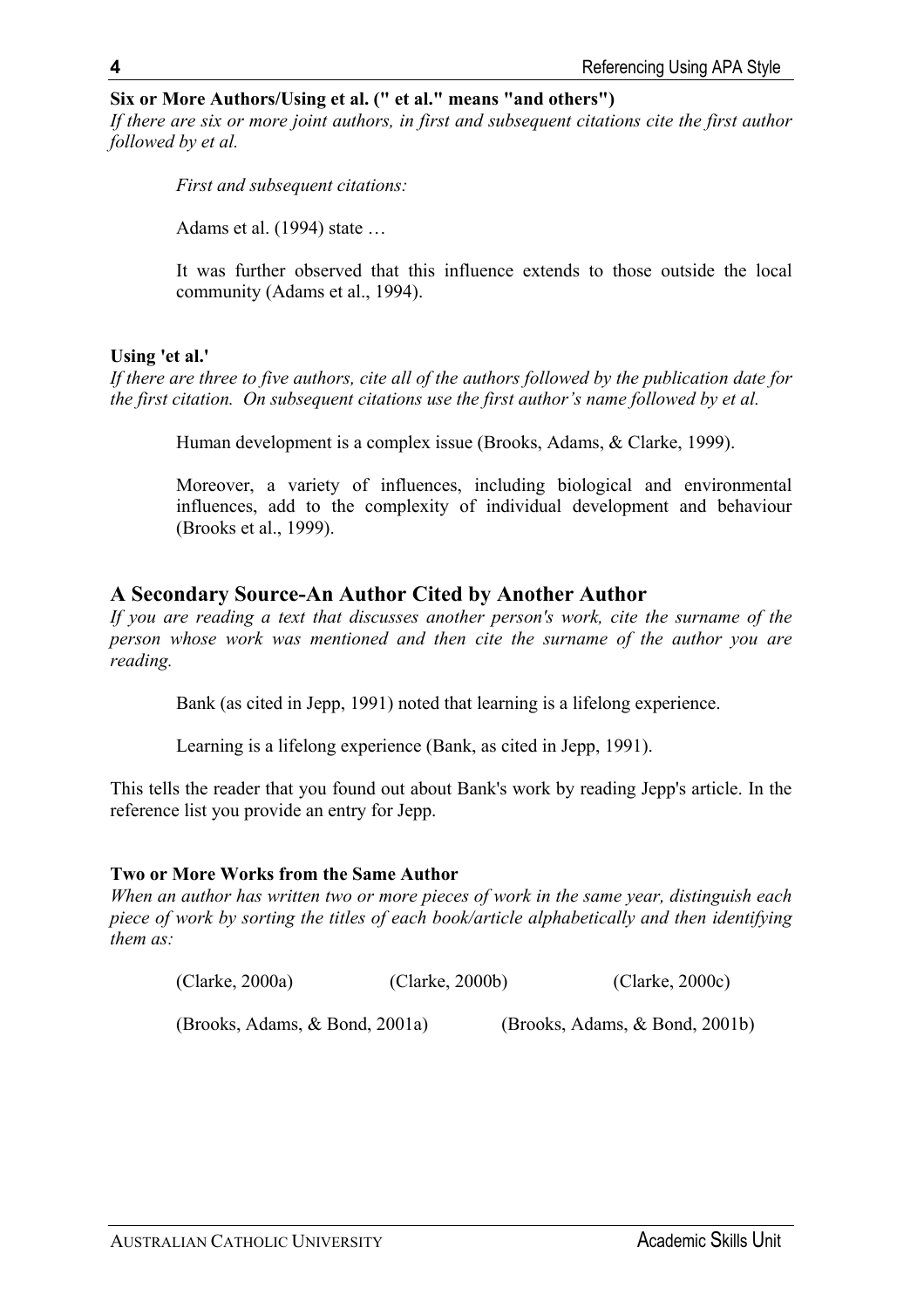**Six or More Authors/Using et al. (" et al." means "and others")**

*If there are six or more joint authors, in first and subsequent citations cite the first author followed by et al.*

> *First and subsequent citations:*
>
> Adams et al. (1994) state …
>
> It was further observed that this influence extends to those outside the local community (Adams et al., 1994).

**Using 'et al.'**

*If there are three to five authors, cite all of the authors followed by the publication date for the first citation. On subsequent citations use the first author's name followed by et al.*

> Human development is a complex issue (Brooks, Adams, & Clarke, 1999).
>
> Moreover, a variety of influences, including biological and environmental influences, add to the complexity of individual development and behaviour (Brooks et al., 1999).

## A Secondary Source-An Author Cited by Another Author

*If you are reading a text that discusses another person's work, cite the surname of the person whose work was mentioned and then cite the surname of the author you are reading.*

> Bank (as cited in Jepp, 1991) noted that learning is a lifelong experience.
>
> Learning is a lifelong experience (Bank, as cited in Jepp, 1991).

This tells the reader that you found out about Bank's work by reading Jepp's article. In the reference list you provide an entry for Jepp.

**Two or More Works from the Same Author**

*When an author has written two or more pieces of work in the same year, distinguish each piece of work by sorting the titles of each book/article alphabetically and then identifying them as:*

> (Clarke, 2000a) (Clarke, 2000b) (Clarke, 2000c)
>
> (Brooks, Adams, & Bond, 2001a) (Brooks, Adams, & Bond, 2001b)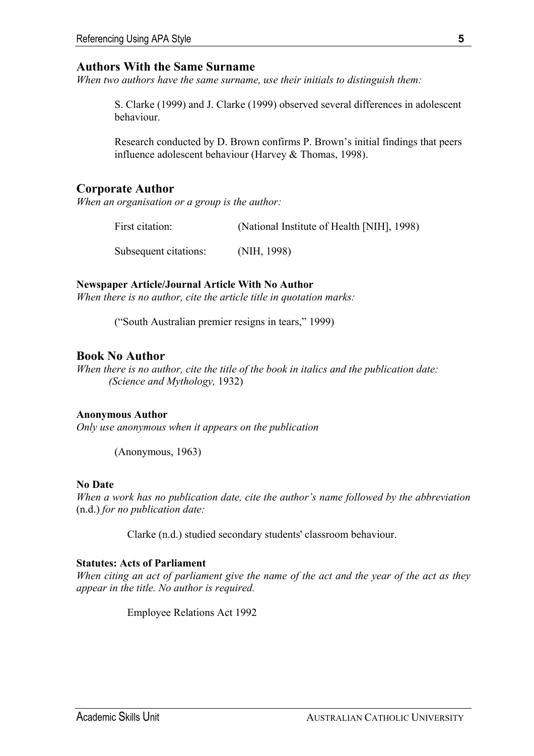## Authors With the Same Surname

*When two authors have the same surname, use their initials to distinguish them:*

> S. Clarke (1999) and J. Clarke (1999) observed several differences in adolescent behaviour.
>
> Research conducted by D. Brown confirms P. Brown's initial findings that peers influence adolescent behaviour (Harvey & Thomas, 1998).

## Corporate Author

*When an organisation or a group is the author:*

| | |
|---|---|
| First citation: | (National Institute of Health [NIH], 1998) |
| Subsequent citations: | (NIH, 1998) |

### Newspaper Article/Journal Article With No Author

*When there is no author, cite the article title in quotation marks:*

> ("South Australian premier resigns in tears," 1999)

## Book No Author

*When there is no author, cite the title of the book in italics and the publication date:*

> *(Science and Mythology,* 1932)

### Anonymous Author

*Only use anonymous when it appears on the publication*

> (Anonymous, 1963)

### No Date

*When a work has no publication date, cite the author's name followed by the abbreviation* (n.d.) *for no publication date:*

> Clarke (n.d.) studied secondary students' classroom behaviour.

### Statutes: Acts of Parliament

*When citing an act of parliament give the name of the act and the year of the act as they appear in the title. No author is required.*

> Employee Relations Act 1992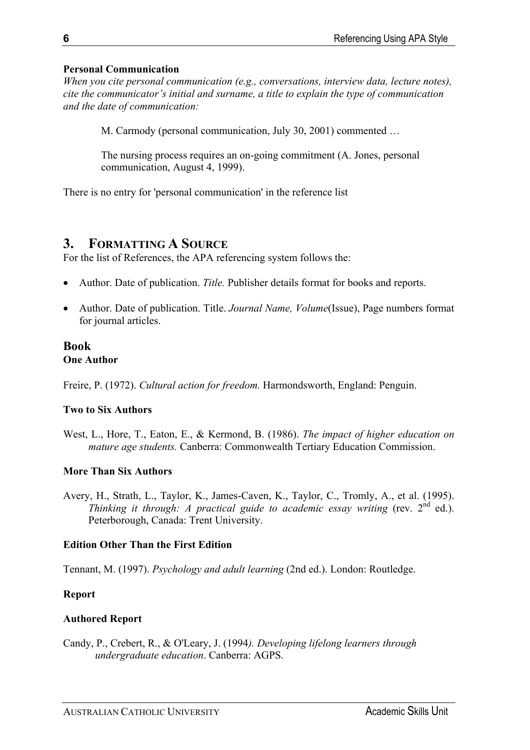**Personal Communication**

*When you cite personal communication (e.g., conversations, interview data, lecture notes), cite the communicator's initial and surname, a title to explain the type of communication and the date of communication:*

> M. Carmody (personal communication, July 30, 2001) commented …
>
> The nursing process requires an on-going commitment (A. Jones, personal communication, August 4, 1999).

There is no entry for 'personal communication' in the reference list

## 3. FORMATTING A SOURCE

For the list of References, the APA referencing system follows the:

- Author. Date of publication. *Title.* Publisher details format for books and reports.
- Author. Date of publication. Title. *Journal Name, Volume*(Issue), Page numbers format for journal articles.

### Book

**One Author**

Freire, P. (1972). *Cultural action for freedom.* Harmondsworth, England: Penguin.

**Two to Six Authors**

West, L., Hore, T., Eaton, E., & Kermond, B. (1986). *The impact of higher education on mature age students.* Canberra: Commonwealth Tertiary Education Commission.

**More Than Six Authors**

Avery, H., Strath, L., Taylor, K., James-Caven, K., Taylor, C., Tromly, A., et al. (1995). *Thinking it through: A practical guide to academic essay writing* (rev. 2nd ed.). Peterborough, Canada: Trent University.

**Edition Other Than the First Edition**

Tennant, M. (1997). *Psychology and adult learning* (2nd ed.). London: Routledge.

**Report**

**Authored Report**

Candy, P., Crebert, R., & O'Leary, J. (1994*). Developing lifelong learners through undergraduate education*. Canberra: AGPS.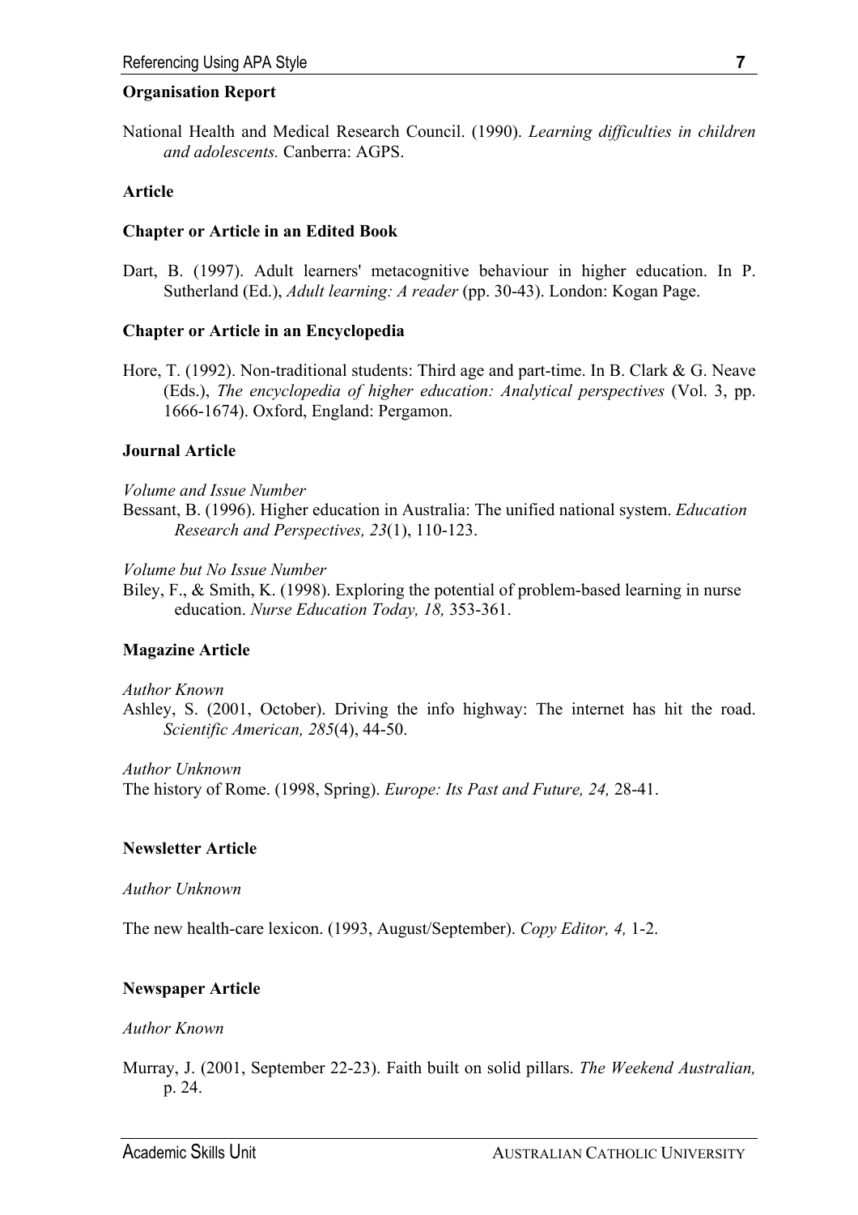**Organisation Report**

National Health and Medical Research Council. (1990). *Learning difficulties in children and adolescents.* Canberra: AGPS.

**Article**

**Chapter or Article in an Edited Book**

Dart, B. (1997). Adult learners' metacognitive behaviour in higher education. In P. Sutherland (Ed.), *Adult learning: A reader* (pp. 30-43). London: Kogan Page.

**Chapter or Article in an Encyclopedia**

Hore, T. (1992). Non-traditional students: Third age and part-time. In B. Clark & G. Neave (Eds.), *The encyclopedia of higher education: Analytical perspectives* (Vol. 3, pp. 1666-1674). Oxford, England: Pergamon.

**Journal Article**

*Volume and Issue Number*

Bessant, B. (1996). Higher education in Australia: The unified national system. *Education Research and Perspectives, 23*(1), 110-123.

*Volume but No Issue Number*

Biley, F., & Smith, K. (1998). Exploring the potential of problem-based learning in nurse education. *Nurse Education Today, 18,* 353-361.

**Magazine Article**

*Author Known*

Ashley, S. (2001, October). Driving the info highway: The internet has hit the road. *Scientific American, 285*(4), 44-50.

*Author Unknown*

The history of Rome. (1998, Spring). *Europe: Its Past and Future, 24,* 28-41.

**Newsletter Article**

*Author Unknown*

The new health-care lexicon. (1993, August/September). *Copy Editor, 4,* 1-2.

**Newspaper Article**

*Author Known*

Murray, J. (2001, September 22-23). Faith built on solid pillars. *The Weekend Australian,* p. 24.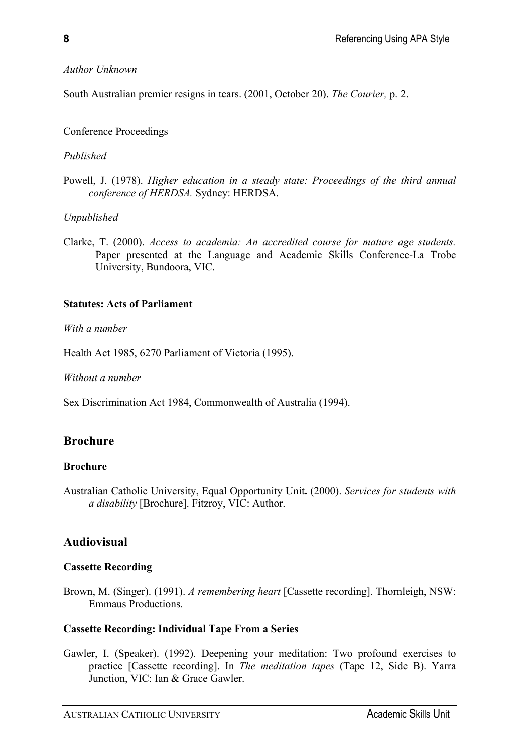*Author Unknown*

South Australian premier resigns in tears. (2001, October 20). *The Courier,* p. 2.

Conference Proceedings

*Published*

Powell, J. (1978). *Higher education in a steady state: Proceedings of the third annual conference of HERDSA.* Sydney: HERDSA.

*Unpublished*

Clarke, T. (2000). *Access to academia: An accredited course for mature age students.* Paper presented at the Language and Academic Skills Conference-La Trobe University, Bundoora, VIC.

**Statutes: Acts of Parliament**

*With a number*

Health Act 1985, 6270 Parliament of Victoria (1995).

*Without a number*

Sex Discrimination Act 1984, Commonwealth of Australia (1994).

## Brochure

**Brochure**

Australian Catholic University, Equal Opportunity Unit**.** (2000). *Services for students with a disability* [Brochure]. Fitzroy, VIC: Author.

## Audiovisual

**Cassette Recording**

Brown, M. (Singer). (1991). *A remembering heart* [Cassette recording]. Thornleigh, NSW: Emmaus Productions.

**Cassette Recording: Individual Tape From a Series**

Gawler, I. (Speaker). (1992). Deepening your meditation: Two profound exercises to practice [Cassette recording]. In *The meditation tapes* (Tape 12, Side B). Yarra Junction, VIC: Ian & Grace Gawler.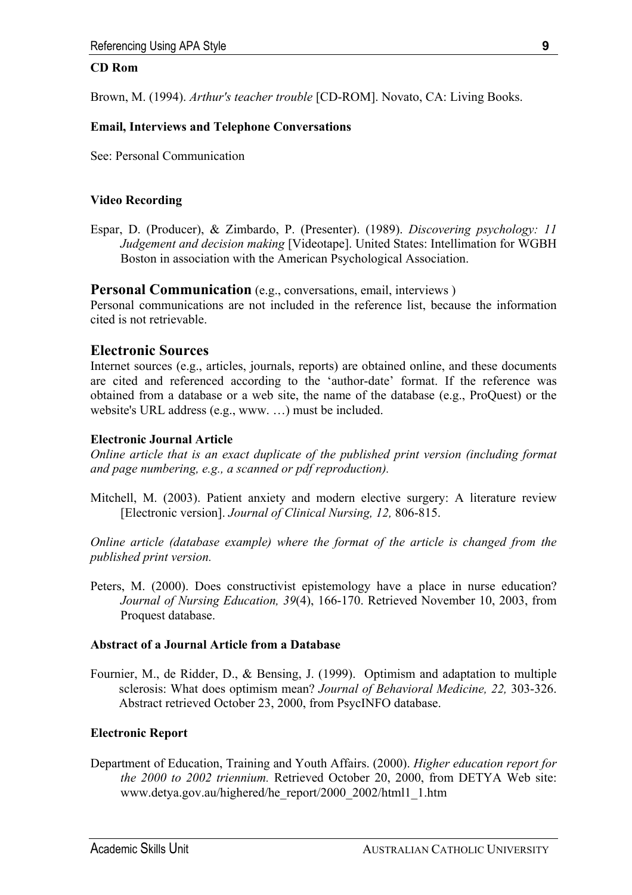#### CD Rom

Brown, M. (1994). *Arthur's teacher trouble* [CD-ROM]. Novato, CA: Living Books.

#### Email, Interviews and Telephone Conversations

See: Personal Communication

#### Video Recording

Espar, D. (Producer), & Zimbardo, P. (Presenter). (1989). *Discovering psychology: 11 Judgement and decision making* [Videotape]. United States: Intellimation for WGBH Boston in association with the American Psychological Association.

## Personal Communication (e.g., conversations, email, interviews )

Personal communications are not included in the reference list, because the information cited is not retrievable.

## Electronic Sources

Internet sources (e.g., articles, journals, reports) are obtained online, and these documents are cited and referenced according to the 'author-date' format. If the reference was obtained from a database or a web site, the name of the database (e.g., ProQuest) or the website's URL address (e.g., www. …) must be included.

#### Electronic Journal Article

*Online article that is an exact duplicate of the published print version (including format and page numbering, e.g., a scanned or pdf reproduction).*

Mitchell, M. (2003). Patient anxiety and modern elective surgery: A literature review [Electronic version]. *Journal of Clinical Nursing, 12,* 806-815.

*Online article (database example) where the format of the article is changed from the published print version.*

Peters, M. (2000). Does constructivist epistemology have a place in nurse education? *Journal of Nursing Education, 39*(4), 166-170. Retrieved November 10, 2003, from Proquest database.

#### Abstract of a Journal Article from a Database

Fournier, M., de Ridder, D., & Bensing, J. (1999). Optimism and adaptation to multiple sclerosis: What does optimism mean? *Journal of Behavioral Medicine, 22,* 303-326. Abstract retrieved October 23, 2000, from PsycINFO database.

#### Electronic Report

Department of Education, Training and Youth Affairs. (2000). *Higher education report for the 2000 to 2002 triennium.* Retrieved October 20, 2000, from DETYA Web site: www.detya.gov.au/highered/he_report/2000_2002/html1_1.htm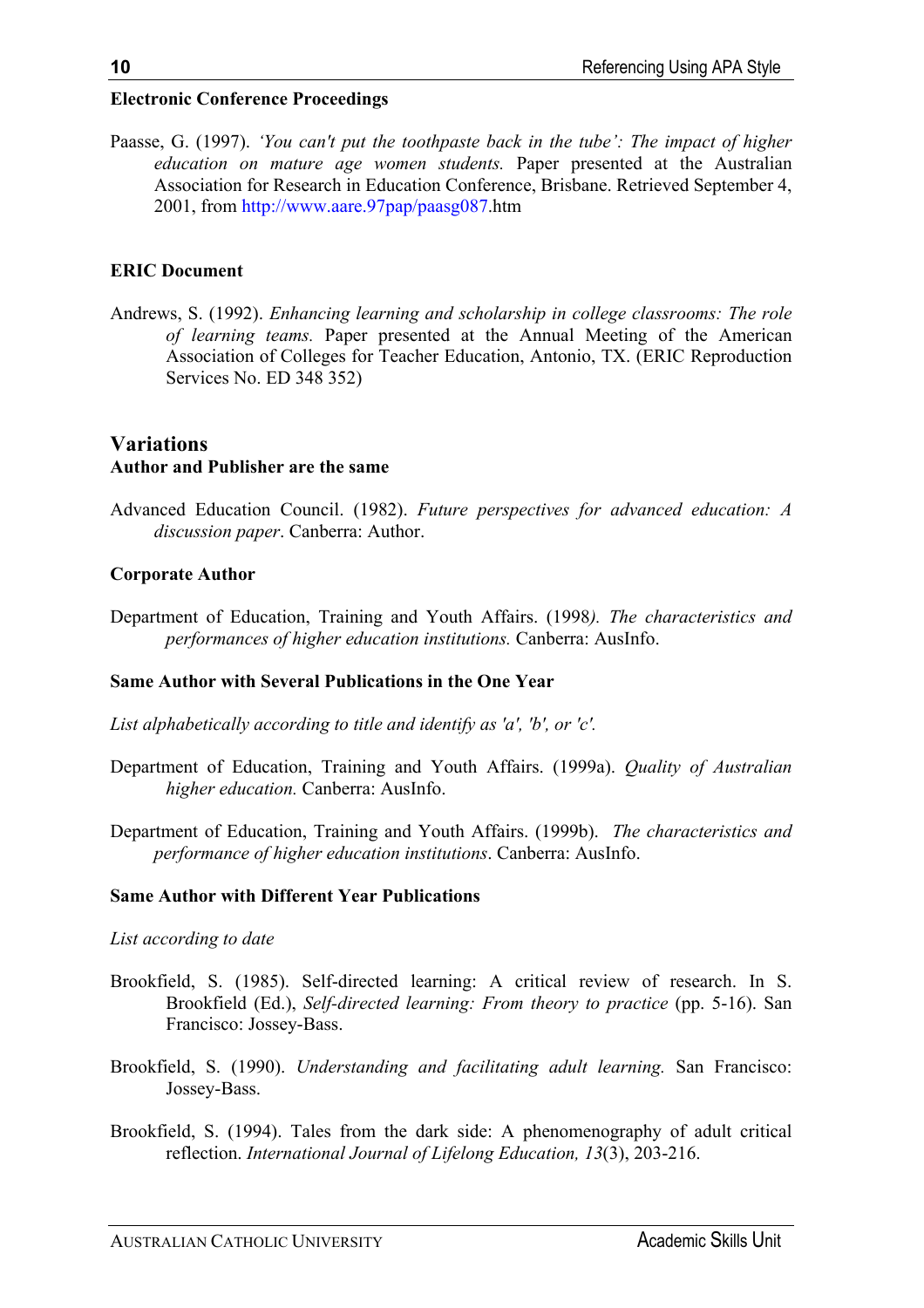**Electronic Conference Proceedings**

Paasse, G. (1997). *'You can't put the toothpaste back in the tube': The impact of higher education on mature age women students.* Paper presented at the Australian Association for Research in Education Conference, Brisbane. Retrieved September 4, 2001, from http://www.aare.97pap/paasg087.htm

**ERIC Document**

Andrews, S. (1992). *Enhancing learning and scholarship in college classrooms: The role of learning teams.* Paper presented at the Annual Meeting of the American Association of Colleges for Teacher Education, Antonio, TX. (ERIC Reproduction Services No. ED 348 352)

## Variations

**Author and Publisher are the same**

Advanced Education Council. (1982). *Future perspectives for advanced education: A discussion paper*. Canberra: Author.

**Corporate Author**

Department of Education, Training and Youth Affairs. (1998*). The characteristics and performances of higher education institutions.* Canberra: AusInfo.

**Same Author with Several Publications in the One Year**

*List alphabetically according to title and identify as 'a', 'b', or 'c'.*

Department of Education, Training and Youth Affairs. (1999a). *Quality of Australian higher education.* Canberra: AusInfo.

Department of Education, Training and Youth Affairs. (1999b). *The characteristics and performance of higher education institutions*. Canberra: AusInfo.

**Same Author with Different Year Publications**

*List according to date*

Brookfield, S. (1985). Self-directed learning: A critical review of research. In S. Brookfield (Ed.), *Self-directed learning: From theory to practice* (pp. 5-16). San Francisco: Jossey-Bass.

Brookfield, S. (1990). *Understanding and facilitating adult learning.* San Francisco: Jossey-Bass.

Brookfield, S. (1994). Tales from the dark side: A phenomenography of adult critical reflection. *International Journal of Lifelong Education, 13*(3), 203-216.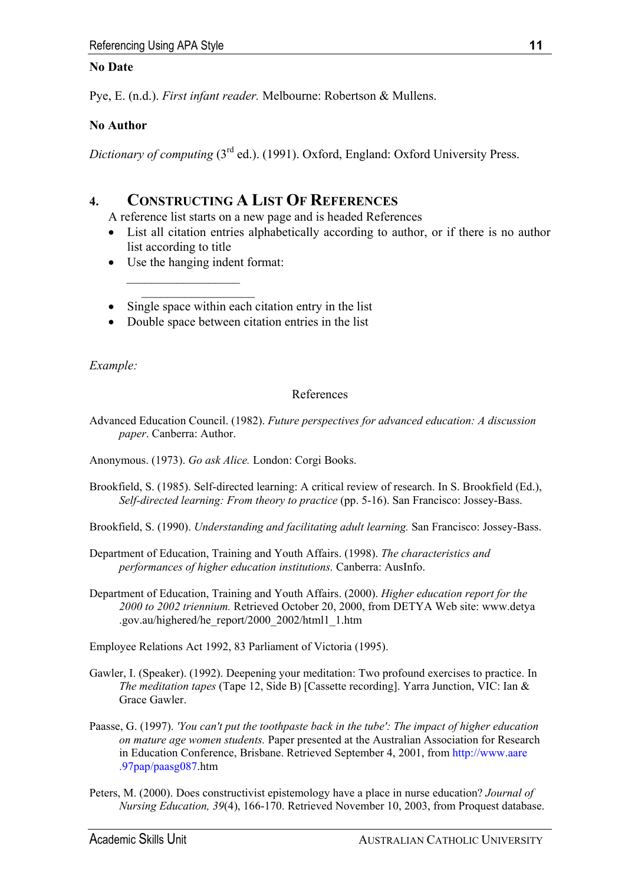**No Date**

Pye, E. (n.d.). *First infant reader.* Melbourne: Robertson & Mullens.

**No Author**

*Dictionary of computing* (3rd ed.). (1991). Oxford, England: Oxford University Press.

## 4. Constructing A List Of References

A reference list starts on a new page and is headed References

- List all citation entries alphabetically according to author, or if there is no author list according to title
- Use the hanging indent format:

  \_\_\_\_\_\_\_\_\_\_\_\_\_\_\_\_\_\_\_\_

  &nbsp;&nbsp;&nbsp;&nbsp;\_\_\_\_\_\_\_\_\_\_\_\_\_\_\_\_\_\_\_\_

- Single space within each citation entry in the list
- Double space between citation entries in the list

*Example:*

References

Advanced Education Council. (1982). *Future perspectives for advanced education: A discussion paper*. Canberra: Author.

Anonymous. (1973). *Go ask Alice.* London: Corgi Books.

Brookfield, S. (1985). Self-directed learning: A critical review of research. In S. Brookfield (Ed.), *Self-directed learning: From theory to practice* (pp. 5-16). San Francisco: Jossey-Bass.

Brookfield, S. (1990). *Understanding and facilitating adult learning.* San Francisco: Jossey-Bass.

Department of Education, Training and Youth Affairs. (1998). *The characteristics and performances of higher education institutions.* Canberra: AusInfo.

Department of Education, Training and Youth Affairs. (2000). *Higher education report for the 2000 to 2002 triennium.* Retrieved October 20, 2000, from DETYA Web site: www.detya .gov.au/highered/he_report/2000_2002/html1_1.htm

Employee Relations Act 1992, 83 Parliament of Victoria (1995).

Gawler, I. (Speaker). (1992). Deepening your meditation: Two profound exercises to practice. In *The meditation tapes* (Tape 12, Side B) [Cassette recording]. Yarra Junction, VIC: Ian & Grace Gawler.

Paasse, G. (1997). *'You can't put the toothpaste back in the tube': The impact of higher education on mature age women students.* Paper presented at the Australian Association for Research in Education Conference, Brisbane. Retrieved September 4, 2001, from http://www.aare .97pap/paasg087.htm

Peters, M. (2000). Does constructivist epistemology have a place in nurse education? *Journal of Nursing Education, 39*(4), 166-170. Retrieved November 10, 2003, from Proquest database.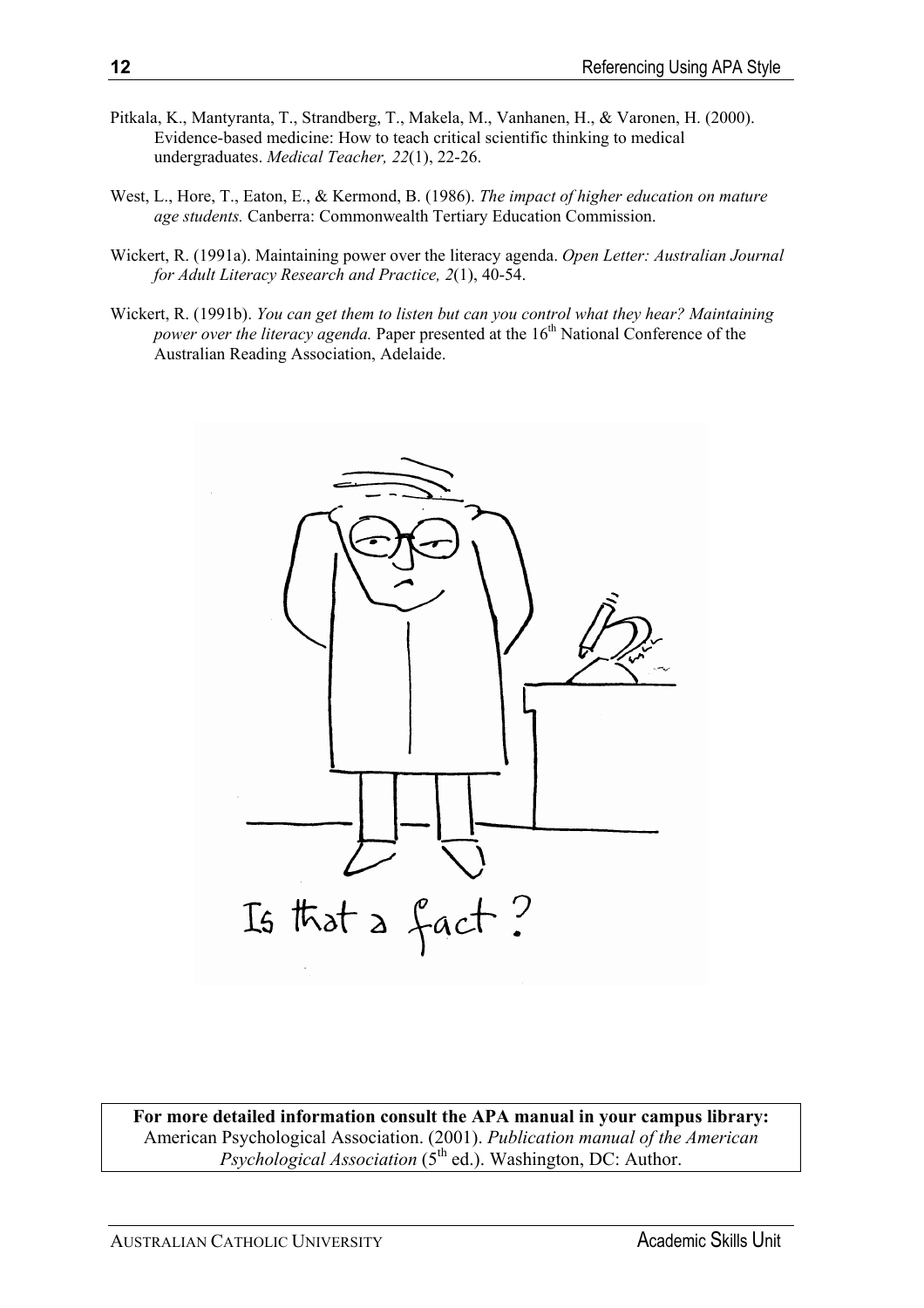Pitkala, K., Mantyranta, T., Strandberg, T., Makela, M., Vanhanen, H., & Varonen, H. (2000). Evidence-based medicine: How to teach critical scientific thinking to medical undergraduates. *Medical Teacher, 22*(1), 22-26.

West, L., Hore, T., Eaton, E., & Kermond, B. (1986). *The impact of higher education on mature age students.* Canberra: Commonwealth Tertiary Education Commission.

Wickert, R. (1991a). Maintaining power over the literacy agenda. *Open Letter: Australian Journal for Adult Literacy Research and Practice, 2*(1), 40-54.

Wickert, R. (1991b). *You can get them to listen but can you control what they hear? Maintaining power over the literacy agenda.* Paper presented at the 16th National Conference of the Australian Reading Association, Adelaide.

**For more detailed information consult the APA manual in your campus library:**
American Psychological Association. (2001). *Publication manual of the American Psychological Association* (5th ed.). Washington, DC: Author.